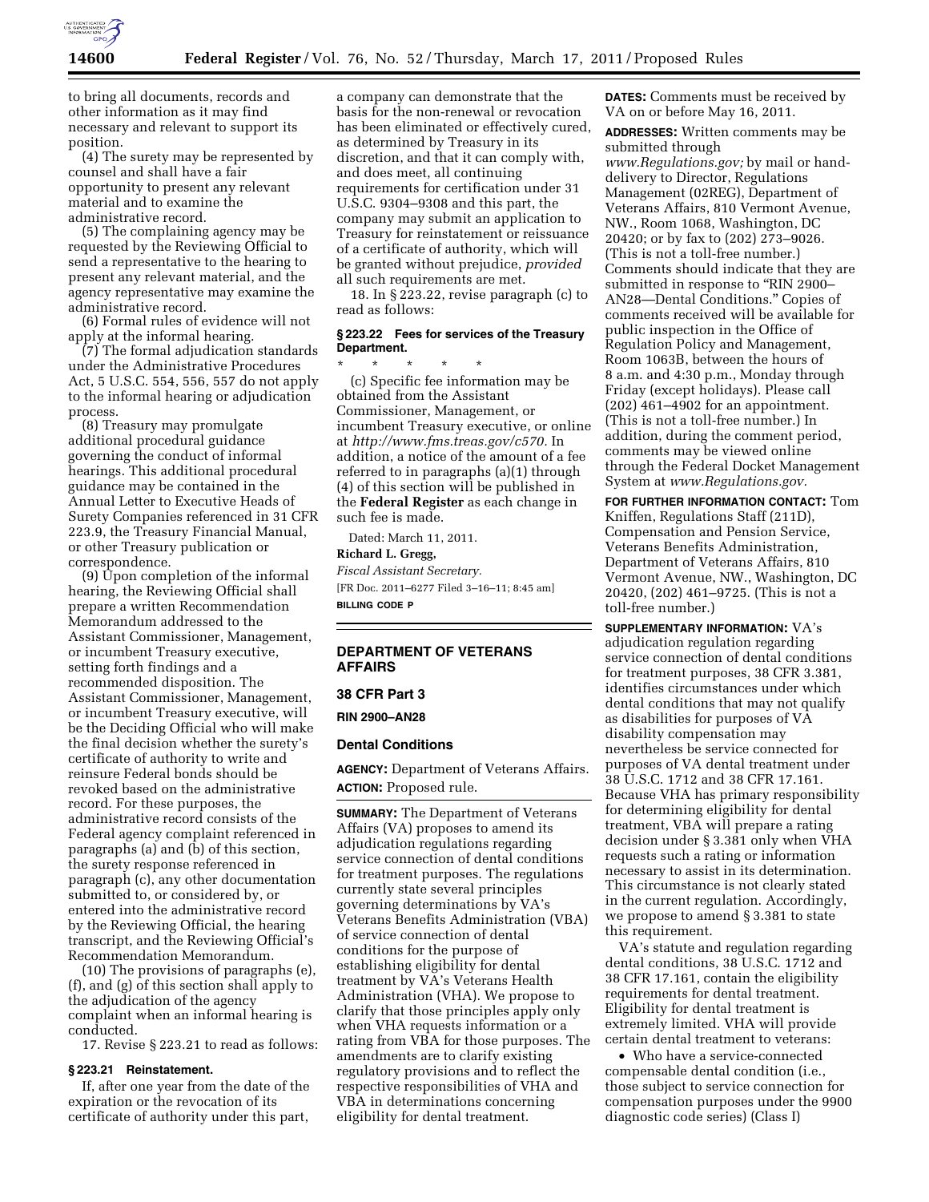to bring all documents, records and other information as it may find necessary and relevant to support its position.

(4) The surety may be represented by counsel and shall have a fair opportunity to present any relevant material and to examine the administrative record.

(5) The complaining agency may be requested by the Reviewing Official to send a representative to the hearing to present any relevant material, and the agency representative may examine the administrative record.

(6) Formal rules of evidence will not apply at the informal hearing.

(7) The formal adjudication standards under the Administrative Procedures Act, 5 U.S.C. 554, 556, 557 do not apply to the informal hearing or adjudication process.

(8) Treasury may promulgate additional procedural guidance governing the conduct of informal hearings. This additional procedural guidance may be contained in the Annual Letter to Executive Heads of Surety Companies referenced in 31 CFR 223.9, the Treasury Financial Manual, or other Treasury publication or correspondence.

(9) Upon completion of the informal hearing, the Reviewing Official shall prepare a written Recommendation Memorandum addressed to the Assistant Commissioner, Management, or incumbent Treasury executive, setting forth findings and a recommended disposition. The Assistant Commissioner, Management, or incumbent Treasury executive, will be the Deciding Official who will make the final decision whether the surety's certificate of authority to write and reinsure Federal bonds should be revoked based on the administrative record. For these purposes, the administrative record consists of the Federal agency complaint referenced in paragraphs (a) and (b) of this section, the surety response referenced in paragraph (c), any other documentation submitted to, or considered by, or entered into the administrative record by the Reviewing Official, the hearing transcript, and the Reviewing Official's Recommendation Memorandum.

(10) The provisions of paragraphs (e), (f), and (g) of this section shall apply to the adjudication of the agency complaint when an informal hearing is conducted.

17. Revise § 223.21 to read as follows:

**§ 223.21 Reinstatement.**

If, after one year from the date of the expiration or the revocation of its certificate of authority under this part, a company can demonstrate that the basis for the non-renewal or revocation has been eliminated or effectively cured, as determined by Treasury in its discretion, and that it can comply with, and does meet, all continuing requirements for certification under 31 U.S.C. 9304–9308 and this part, the company may submit an application to Treasury for reinstatement or reissuance of a certificate of authority, which will be granted without prejudice, *provided* all such requirements are met.

18. In § 223.22, revise paragraph (c) to read as follows:

**§ 223.22 Fees for services of the Treasury Department.**

\* \* \* \* \*

(c) Specific fee information may be obtained from the Assistant Commissioner, Management, or incumbent Treasury executive, or online at *http://www.fms.treas.gov/c570.* In addition, a notice of the amount of a fee referred to in paragraphs (a)(1) through (4) of this section will be published in the **Federal Register** as each change in such fee is made.

Dated: March 11, 2011.

**Richard L. Gregg,**

*Fiscal Assistant Secretary.*

[FR Doc. 2011–6277 Filed 3–16–11; 8:45 am]

**BILLING CODE P**

## DEPARTMENT OF VETERANS AFFAIRS

### 38 CFR Part 3

### RIN 2900–AN28

### Dental Conditions

**AGENCY:** Department of Veterans Affairs.

**ACTION:** Proposed rule.

**SUMMARY:** The Department of Veterans Affairs (VA) proposes to amend its adjudication regulations regarding service connection of dental conditions for treatment purposes. The regulations currently state several principles governing determinations by VA's Veterans Benefits Administration (VBA) of service connection of dental conditions for the purpose of establishing eligibility for dental treatment by VA's Veterans Health Administration (VHA). We propose to clarify that those principles apply only when VHA requests information or a rating from VBA for those purposes. The amendments are to clarify existing regulatory provisions and to reflect the respective responsibilities of VHA and VBA in determinations concerning eligibility for dental treatment.

**DATES:** Comments must be received by VA on or before May 16, 2011.

**ADDRESSES:** Written comments may be submitted through *www.Regulations.gov;* by mail or hand-delivery to Director, Regulations Management (02REG), Department of Veterans Affairs, 810 Vermont Avenue, NW., Room 1068, Washington, DC 20420; or by fax to (202) 273–9026. (This is not a toll-free number.) Comments should indicate that they are submitted in response to "RIN 2900–AN28—Dental Conditions." Copies of comments received will be available for public inspection in the Office of Regulation Policy and Management, Room 1063B, between the hours of 8 a.m. and 4:30 p.m., Monday through Friday (except holidays). Please call (202) 461–4902 for an appointment. (This is not a toll-free number.) In addition, during the comment period, comments may be viewed online through the Federal Docket Management System at *www.Regulations.gov.*

**FOR FURTHER INFORMATION CONTACT:** Tom Kniffen, Regulations Staff (211D), Compensation and Pension Service, Veterans Benefits Administration, Department of Veterans Affairs, 810 Vermont Avenue, NW., Washington, DC 20420, (202) 461–9725. (This is not a toll-free number.)

**SUPPLEMENTARY INFORMATION:** VA's adjudication regulation regarding service connection of dental conditions for treatment purposes, 38 CFR 3.381, identifies circumstances under which dental conditions that may not qualify as disabilities for purposes of VA disability compensation may nevertheless be service connected for purposes of VA dental treatment under 38 U.S.C. 1712 and 38 CFR 17.161. Because VHA has primary responsibility for determining eligibility for dental treatment, VBA will prepare a rating decision under § 3.381 only when VHA requests such a rating or information necessary to assist in its determination. This circumstance is not clearly stated in the current regulation. Accordingly, we propose to amend § 3.381 to state this requirement.

VA's statute and regulation regarding dental conditions, 38 U.S.C. 1712 and 38 CFR 17.161, contain the eligibility requirements for dental treatment. Eligibility for dental treatment is extremely limited. VHA will provide certain dental treatment to veterans:

- Who have a service-connected compensable dental condition (i.e., those subject to service connection for compensation purposes under the 9900 diagnostic code series) (Class I)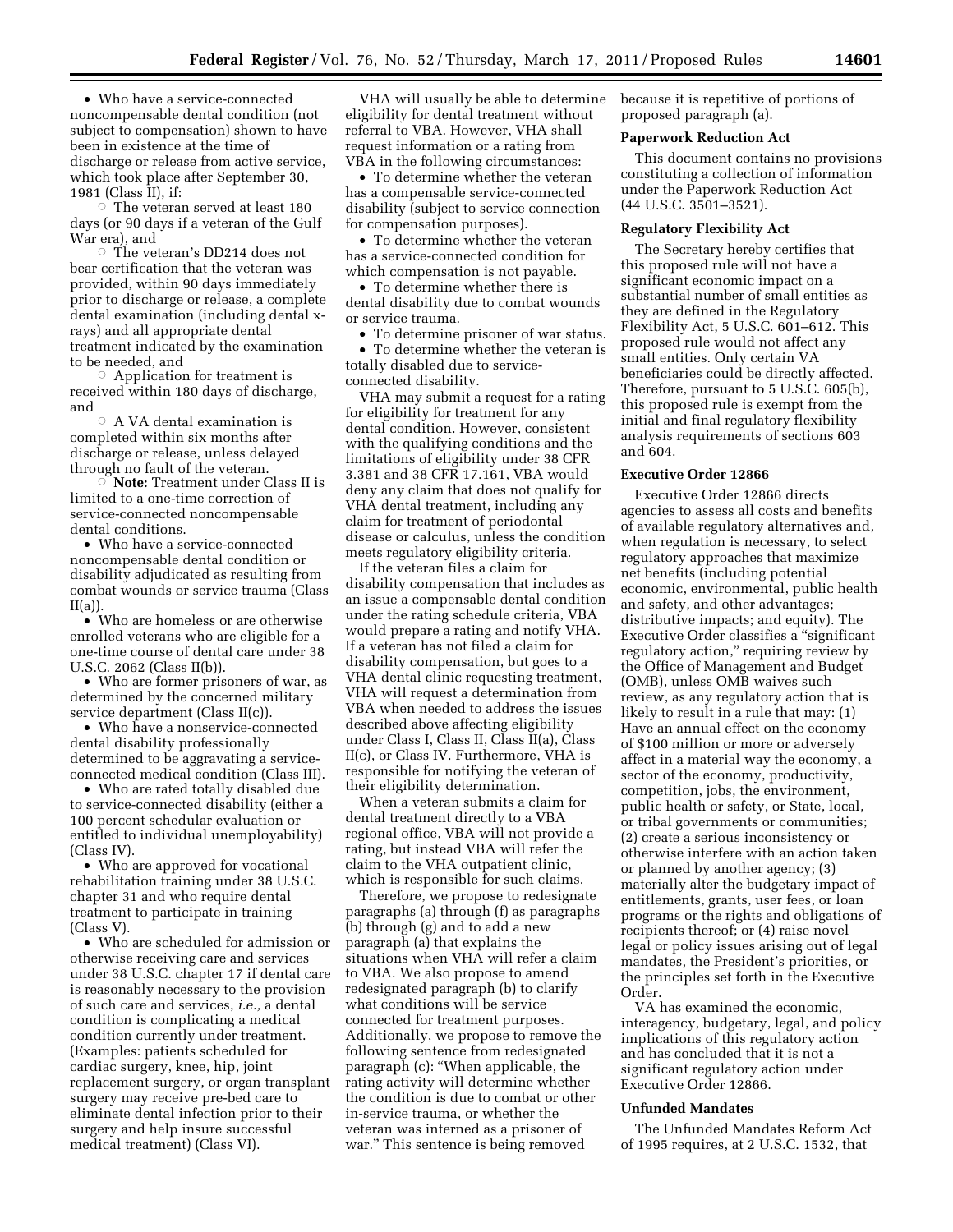- Who have a service-connected noncompensable dental condition (not subject to compensation) shown to have been in existence at the time of discharge or release from active service, which took place after September 30, 1981 (Class II), if:
  - The veteran served at least 180 days (or 90 days if a veteran of the Gulf War era), and
  - The veteran's DD214 does not bear certification that the veteran was provided, within 90 days immediately prior to discharge or release, a complete dental examination (including dental x-rays) and all appropriate dental treatment indicated by the examination to be needed, and
  - Application for treatment is received within 180 days of discharge, and
  - A VA dental examination is completed within six months after discharge or release, unless delayed through no fault of the veteran.
  - **Note:** Treatment under Class II is limited to a one-time correction of service-connected noncompensable dental conditions.
- Who have a service-connected noncompensable dental condition or disability adjudicated as resulting from combat wounds or service trauma (Class II(a)).
- Who are homeless or are otherwise enrolled veterans who are eligible for a one-time course of dental care under 38 U.S.C. 2062 (Class II(b)).
- Who are former prisoners of war, as determined by the concerned military service department (Class II(c)).
- Who have a nonservice-connected dental disability professionally determined to be aggravating a service-connected medical condition (Class III).
- Who are rated totally disabled due to service-connected disability (either a 100 percent schedular evaluation or entitled to individual unemployability) (Class IV).
- Who are approved for vocational rehabilitation training under 38 U.S.C. chapter 31 and who require dental treatment to participate in training (Class V).
- Who are scheduled for admission or otherwise receiving care and services under 38 U.S.C. chapter 17 if dental care is reasonably necessary to the provision of such care and services, *i.e.,* a dental condition is complicating a medical condition currently under treatment. (Examples: patients scheduled for cardiac surgery, knee, hip, joint replacement surgery, or organ transplant surgery may receive pre-bed care to eliminate dental infection prior to their surgery and help insure successful medical treatment) (Class VI).

VHA will usually be able to determine eligibility for dental treatment without referral to VBA. However, VHA shall request information or a rating from VBA in the following circumstances:

- To determine whether the veteran has a compensable service-connected disability (subject to service connection for compensation purposes).
- To determine whether the veteran has a service-connected condition for which compensation is not payable.
- To determine whether there is dental disability due to combat wounds or service trauma.
- To determine prisoner of war status.
- To determine whether the veteran is totally disabled due to service-connected disability.

VHA may submit a request for a rating for eligibility for treatment for any dental condition. However, consistent with the qualifying conditions and the limitations of eligibility under 38 CFR 3.381 and 38 CFR 17.161, VBA would deny any claim that does not qualify for VHA dental treatment, including any claim for treatment of periodontal disease or calculus, unless the condition meets regulatory eligibility criteria.

If the veteran files a claim for disability compensation that includes as an issue a compensable dental condition under the rating schedule criteria, VBA would prepare a rating and notify VHA. If a veteran has not filed a claim for disability compensation, but goes to a VHA dental clinic requesting treatment, VHA will request a determination from VBA when needed to address the issues described above affecting eligibility under Class I, Class II, Class II(a), Class II(c), or Class IV. Furthermore, VHA is responsible for notifying the veteran of their eligibility determination.

When a veteran submits a claim for dental treatment directly to a VBA regional office, VBA will not provide a rating, but instead VBA will refer the claim to the VHA outpatient clinic, which is responsible for such claims.

Therefore, we propose to redesignate paragraphs (a) through (f) as paragraphs (b) through (g) and to add a new paragraph (a) that explains the situations when VHA will refer a claim to VBA. We also propose to amend redesignated paragraph (b) to clarify what conditions will be service connected for treatment purposes. Additionally, we propose to remove the following sentence from redesignated paragraph (c): "When applicable, the rating activity will determine whether the condition is due to combat or other in-service trauma, or whether the veteran was interned as a prisoner of war." This sentence is being removed because it is repetitive of portions of proposed paragraph (a).

## Paperwork Reduction Act

This document contains no provisions constituting a collection of information under the Paperwork Reduction Act (44 U.S.C. 3501–3521).

## Regulatory Flexibility Act

The Secretary hereby certifies that this proposed rule will not have a significant economic impact on a substantial number of small entities as they are defined in the Regulatory Flexibility Act, 5 U.S.C. 601–612. This proposed rule would not affect any small entities. Only certain VA beneficiaries could be directly affected. Therefore, pursuant to 5 U.S.C. 605(b), this proposed rule is exempt from the initial and final regulatory flexibility analysis requirements of sections 603 and 604.

## Executive Order 12866

Executive Order 12866 directs agencies to assess all costs and benefits of available regulatory alternatives and, when regulation is necessary, to select regulatory approaches that maximize net benefits (including potential economic, environmental, public health and safety, and other advantages; distributive impacts; and equity). The Executive Order classifies a "significant regulatory action," requiring review by the Office of Management and Budget (OMB), unless OMB waives such review, as any regulatory action that is likely to result in a rule that may: (1) Have an annual effect on the economy of $100 million or more or adversely affect in a material way the economy, a sector of the economy, productivity, competition, jobs, the environment, public health or safety, or State, local, or tribal governments or communities; (2) create a serious inconsistency or otherwise interfere with an action taken or planned by another agency; (3) materially alter the budgetary impact of entitlements, grants, user fees, or loan programs or the rights and obligations of recipients thereof; or (4) raise novel legal or policy issues arising out of legal mandates, the President's priorities, or the principles set forth in the Executive Order.

VA has examined the economic, interagency, budgetary, legal, and policy implications of this regulatory action and has concluded that it is not a significant regulatory action under Executive Order 12866.

## Unfunded Mandates

The Unfunded Mandates Reform Act of 1995 requires, at 2 U.S.C. 1532, that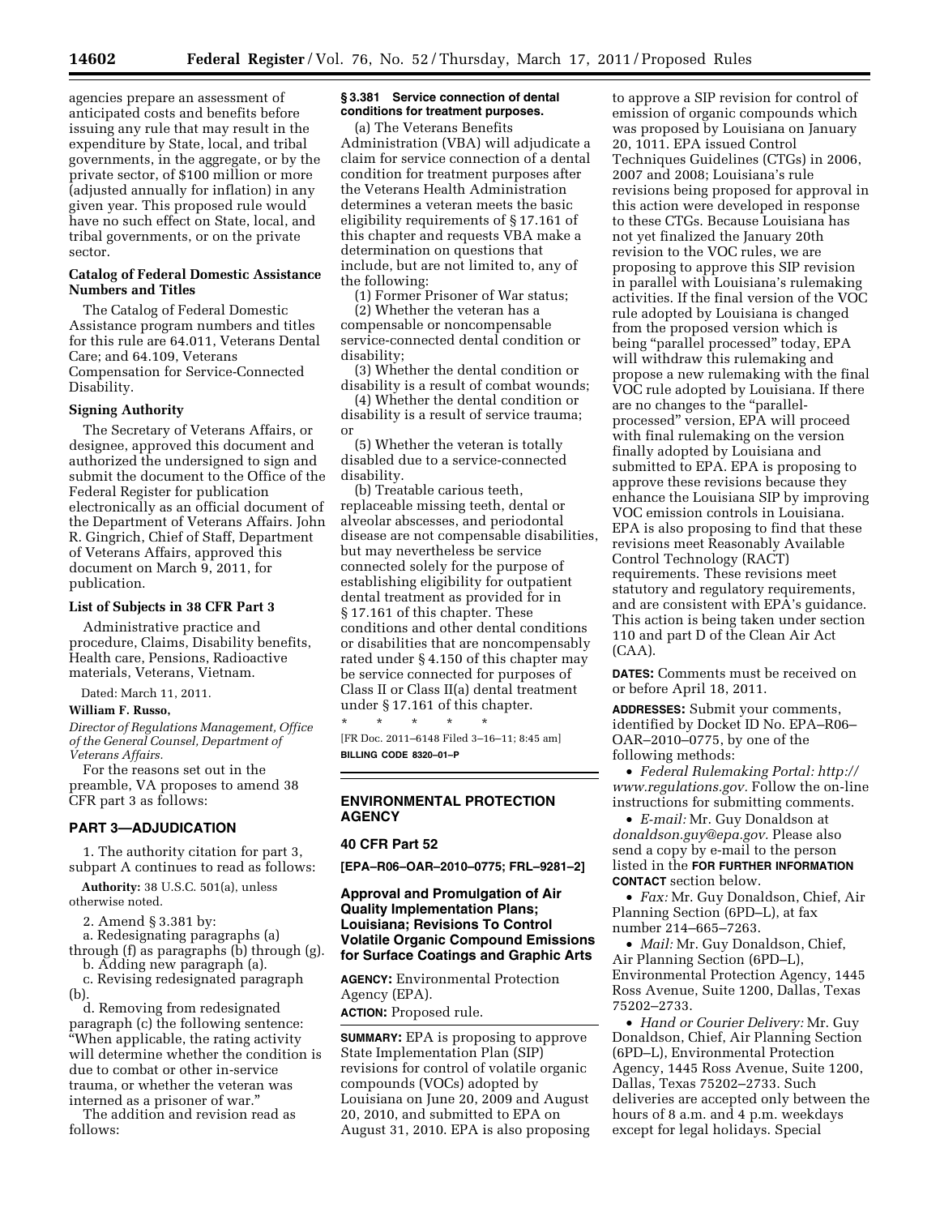agencies prepare an assessment of anticipated costs and benefits before issuing any rule that may result in the expenditure by State, local, and tribal governments, in the aggregate, or by the private sector, of $100 million or more (adjusted annually for inflation) in any given year. This proposed rule would have no such effect on State, local, and tribal governments, or on the private sector.

### Catalog of Federal Domestic Assistance Numbers and Titles

The Catalog of Federal Domestic Assistance program numbers and titles for this rule are 64.011, Veterans Dental Care; and 64.109, Veterans Compensation for Service-Connected Disability.

### Signing Authority

The Secretary of Veterans Affairs, or designee, approved this document and authorized the undersigned to sign and submit the document to the Office of the Federal Register for publication electronically as an official document of the Department of Veterans Affairs. John R. Gingrich, Chief of Staff, Department of Veterans Affairs, approved this document on March 9, 2011, for publication.

### List of Subjects in 38 CFR Part 3

Administrative practice and procedure, Claims, Disability benefits, Health care, Pensions, Radioactive materials, Veterans, Vietnam.

Dated: March 11, 2011.

**William F. Russo,**

*Director of Regulations Management, Office of the General Counsel, Department of Veterans Affairs.*

For the reasons set out in the preamble, VA proposes to amend 38 CFR part 3 as follows:

## PART 3—ADJUDICATION

1. The authority citation for part 3, subpart A continues to read as follows:

**Authority:** 38 U.S.C. 501(a), unless otherwise noted.

2. Amend § 3.381 by:

a. Redesignating paragraphs (a) through (f) as paragraphs (b) through (g).

b. Adding new paragraph (a).

c. Revising redesignated paragraph (b).

d. Removing from redesignated paragraph (c) the following sentence: "When applicable, the rating activity will determine whether the condition is due to combat or other in-service trauma, or whether the veteran was interned as a prisoner of war."

The addition and revision read as follows:

**§ 3.381 Service connection of dental conditions for treatment purposes.**

(a) The Veterans Benefits Administration (VBA) will adjudicate a claim for service connection of a dental condition for treatment purposes after the Veterans Health Administration determines a veteran meets the basic eligibility requirements of § 17.161 of this chapter and requests VBA make a determination on questions that include, but are not limited to, any of the following:

(1) Former Prisoner of War status;

(2) Whether the veteran has a compensable or noncompensable service-connected dental condition or disability;

(3) Whether the dental condition or disability is a result of combat wounds;

(4) Whether the dental condition or disability is a result of service trauma; or

(5) Whether the veteran is totally disabled due to a service-connected disability.

(b) Treatable carious teeth, replaceable missing teeth, dental or alveolar abscesses, and periodontal disease are not compensable disabilities, but may nevertheless be service connected solely for the purpose of establishing eligibility for outpatient dental treatment as provided for in § 17.161 of this chapter. These conditions and other dental conditions or disabilities that are noncompensably rated under § 4.150 of this chapter may be service connected for purposes of Class II or Class II(a) dental treatment under § 17.161 of this chapter.

\* \* \* \* \*

[FR Doc. 2011–6148 Filed 3–16–11; 8:45 am]

**BILLING CODE 8320–01–P**

## ENVIRONMENTAL PROTECTION AGENCY

### 40 CFR Part 52

**[EPA–R06–OAR–2010–0775; FRL–9281–2]**

### Approval and Promulgation of Air Quality Implementation Plans; Louisiana; Revisions To Control Volatile Organic Compound Emissions for Surface Coatings and Graphic Arts

**AGENCY:** Environmental Protection Agency (EPA).

**ACTION:** Proposed rule.

**SUMMARY:** EPA is proposing to approve State Implementation Plan (SIP) revisions for control of volatile organic compounds (VOCs) adopted by Louisiana on June 20, 2009 and August 20, 2010, and submitted to EPA on August 31, 2010. EPA is also proposing to approve a SIP revision for control of emission of organic compounds which was proposed by Louisiana on January 20, 1011. EPA issued Control Techniques Guidelines (CTGs) in 2006, 2007 and 2008; Louisiana's rule revisions being proposed for approval in this action were developed in response to these CTGs. Because Louisiana has not yet finalized the January 20th revision to the VOC rules, we are proposing to approve this SIP revision in parallel with Louisiana's rulemaking activities. If the final version of the VOC rule adopted by Louisiana is changed from the proposed version which is being "parallel processed" today, EPA will withdraw this rulemaking and propose a new rulemaking with the final VOC rule adopted by Louisiana. If there are no changes to the "parallel-processed" version, EPA will proceed with final rulemaking on the version finally adopted by Louisiana and submitted to EPA. EPA is proposing to approve these revisions because they enhance the Louisiana SIP by improving VOC emission controls in Louisiana. EPA is also proposing to find that these revisions meet Reasonably Available Control Technology (RACT) requirements. These revisions meet statutory and regulatory requirements, and are consistent with EPA's guidance. This action is being taken under section 110 and part D of the Clean Air Act (CAA).

**DATES:** Comments must be received on or before April 18, 2011.

**ADDRESSES:** Submit your comments, identified by Docket ID No. EPA–R06–OAR–2010–0775, by one of the following methods:

- *Federal Rulemaking Portal: http://www.regulations.gov.* Follow the on-line instructions for submitting comments.
- *E-mail:* Mr. Guy Donaldson at *donaldson.guy@epa.gov*. Please also send a copy by e-mail to the person listed in the **FOR FURTHER INFORMATION CONTACT** section below.
- *Fax:* Mr. Guy Donaldson, Chief, Air Planning Section (6PD–L), at fax number 214–665–7263.
- *Mail:* Mr. Guy Donaldson, Chief, Air Planning Section (6PD–L), Environmental Protection Agency, 1445 Ross Avenue, Suite 1200, Dallas, Texas 75202–2733.
- *Hand or Courier Delivery:* Mr. Guy Donaldson, Chief, Air Planning Section (6PD–L), Environmental Protection Agency, 1445 Ross Avenue, Suite 1200, Dallas, Texas 75202–2733. Such deliveries are accepted only between the hours of 8 a.m. and 4 p.m. weekdays except for legal holidays. Special